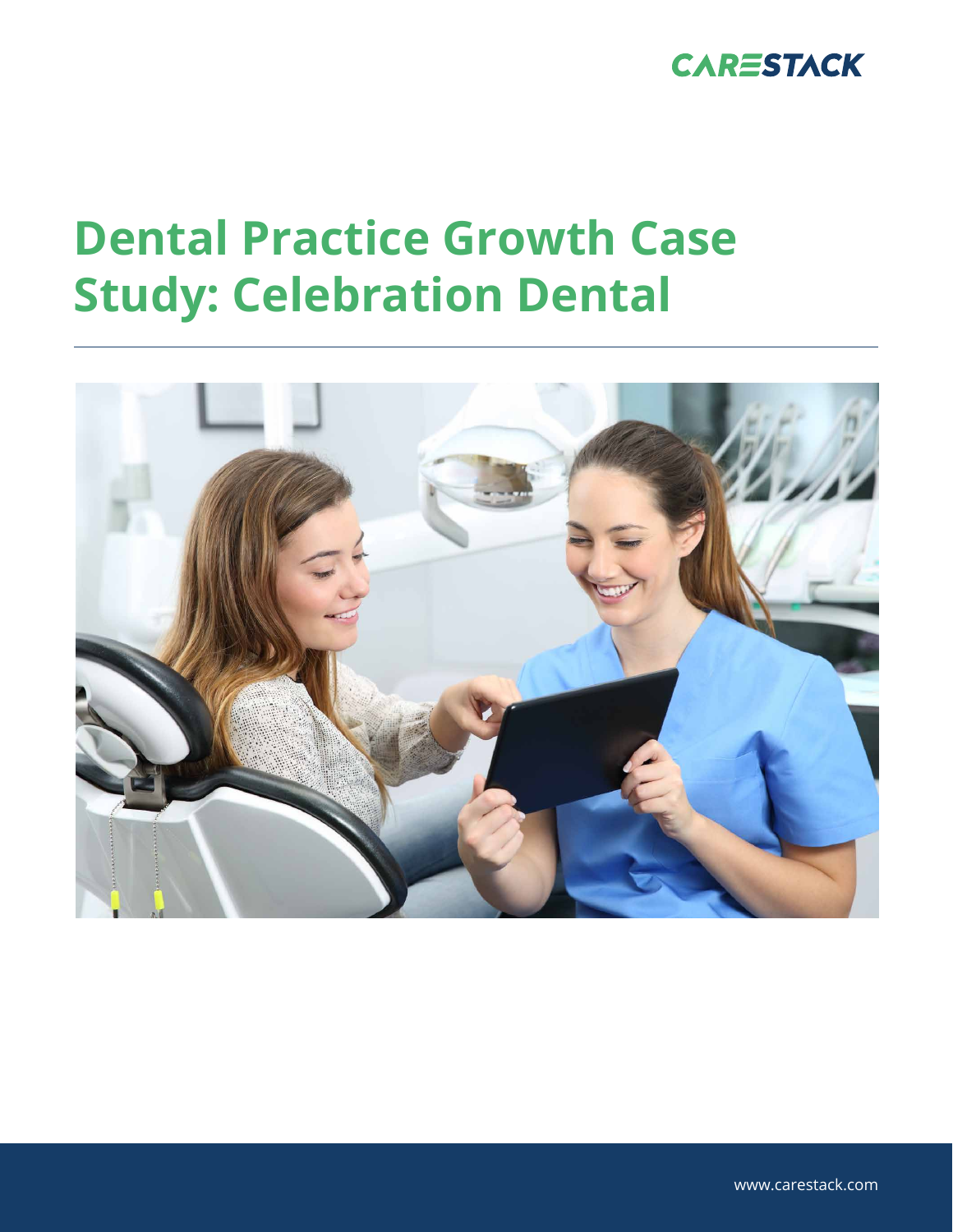CARESTACK

# Dental Practice Growth Case Study: Celebration Dental

www.carestack.com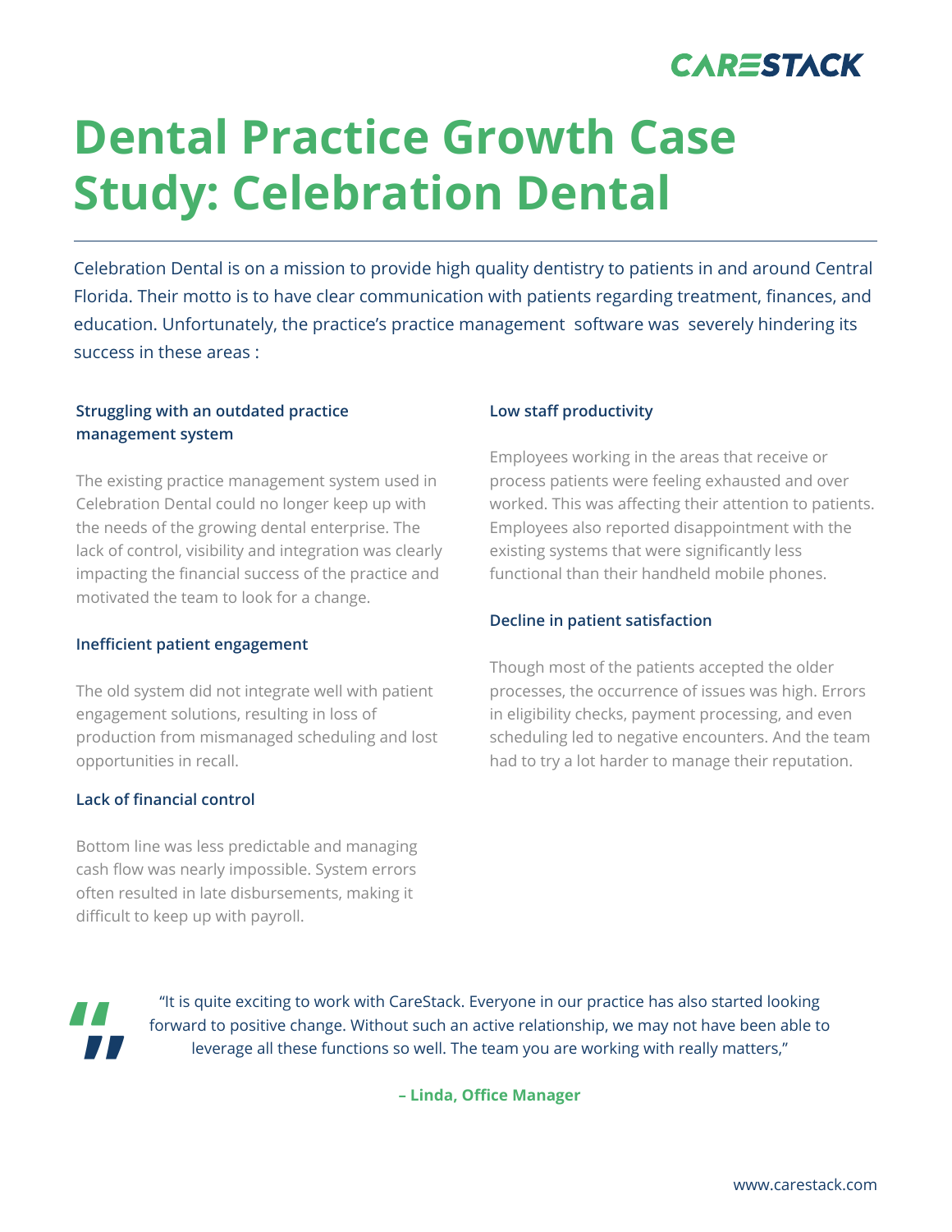# Dental Practice Growth Case Study: Celebration Dental

Celebration Dental is on a mission to provide high quality dentistry to patients in and around Central Florida. Their motto is to have clear communication with patients regarding treatment, finances, and education. Unfortunately, the practice's practice management software was severely hindering its success in these areas :

### Struggling with an outdated practice management system

The existing practice management system used in Celebration Dental could no longer keep up with the needs of the growing dental enterprise. The lack of control, visibility and integration was clearly impacting the financial success of the practice and motivated the team to look for a change.

### Inefficient patient engagement

The old system did not integrate well with patient engagement solutions, resulting in loss of production from mismanaged scheduling and lost opportunities in recall.

### Lack of financial control

Bottom line was less predictable and managing cash flow was nearly impossible. System errors often resulted in late disbursements, making it difficult to keep up with payroll.

### Low staff productivity

Employees working in the areas that receive or process patients were feeling exhausted and over worked. This was affecting their attention to patients. Employees also reported disappointment with the existing systems that were significantly less functional than their handheld mobile phones.

### Decline in patient satisfaction

Though most of the patients accepted the older processes, the occurrence of issues was high. Errors in eligibility checks, payment processing, and even scheduling led to negative encounters. And the team had to try a lot harder to manage their reputation.

> "It is quite exciting to work with CareStack. Everyone in our practice has also started looking forward to positive change. Without such an active relationship, we may not have been able to leverage all these functions so well. The team you are working with really matters,"
>
> **– Linda, Office Manager**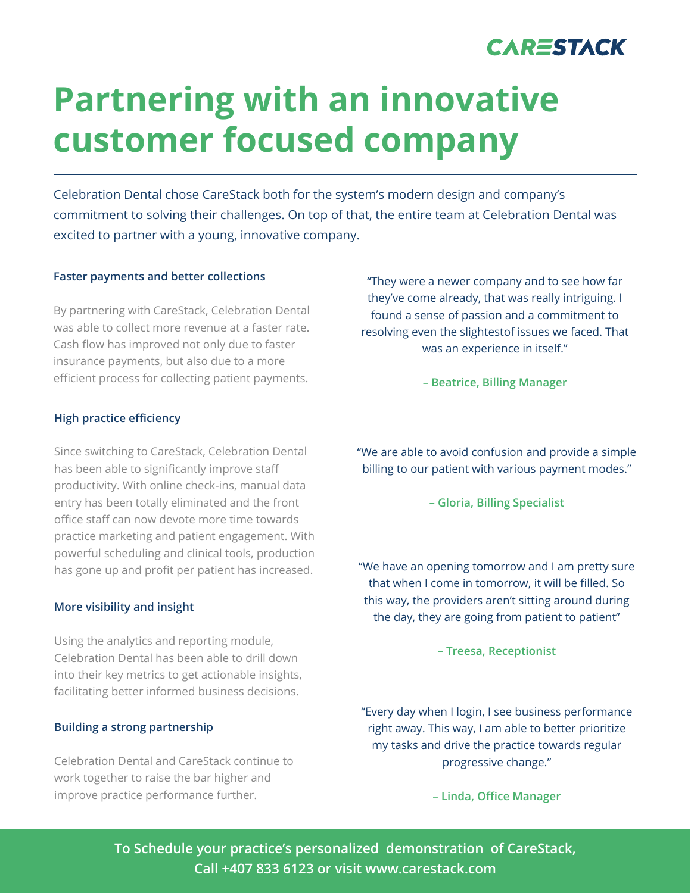# Partnering with an innovative customer focused company

Celebration Dental chose CareStack both for the system's modern design and company's commitment to solving their challenges. On top of that, the entire team at Celebration Dental was excited to partner with a young, innovative company.

### Faster payments and better collections

By partnering with CareStack, Celebration Dental was able to collect more revenue at a faster rate. Cash flow has improved not only due to faster insurance payments, but also due to a more efficient process for collecting patient payments.

"They were a newer company and to see how far they've come already, that was really intriguing. I found a sense of passion and a commitment to resolving even the slightestof issues we faced. That was an experience in itself."

**– Beatrice, Billing Manager**

### High practice efficiency

Since switching to CareStack, Celebration Dental has been able to significantly improve staff productivity. With online check-ins, manual data entry has been totally eliminated and the front office staff can now devote more time towards practice marketing and patient engagement. With powerful scheduling and clinical tools, production has gone up and profit per patient has increased.

"We are able to avoid confusion and provide a simple billing to our patient with various payment modes."

**– Gloria, Billing Specialist**

"We have an opening tomorrow and I am pretty sure that when I come in tomorrow, it will be filled. So this way, the providers aren't sitting around during the day, they are going from patient to patient"

**– Treesa, Receptionist**

### More visibility and insight

Using the analytics and reporting module, Celebration Dental has been able to drill down into their key metrics to get actionable insights, facilitating better informed business decisions.

"Every day when I login, I see business performance right away. This way, I am able to better prioritize my tasks and drive the practice towards regular progressive change."

**– Linda, Office Manager**

### Building a strong partnership

Celebration Dental and CareStack continue to work together to raise the bar higher and improve practice performance further.

**To Schedule your practice's personalized demonstration of CareStack, Call +407 833 6123 or visit www.carestack.com**